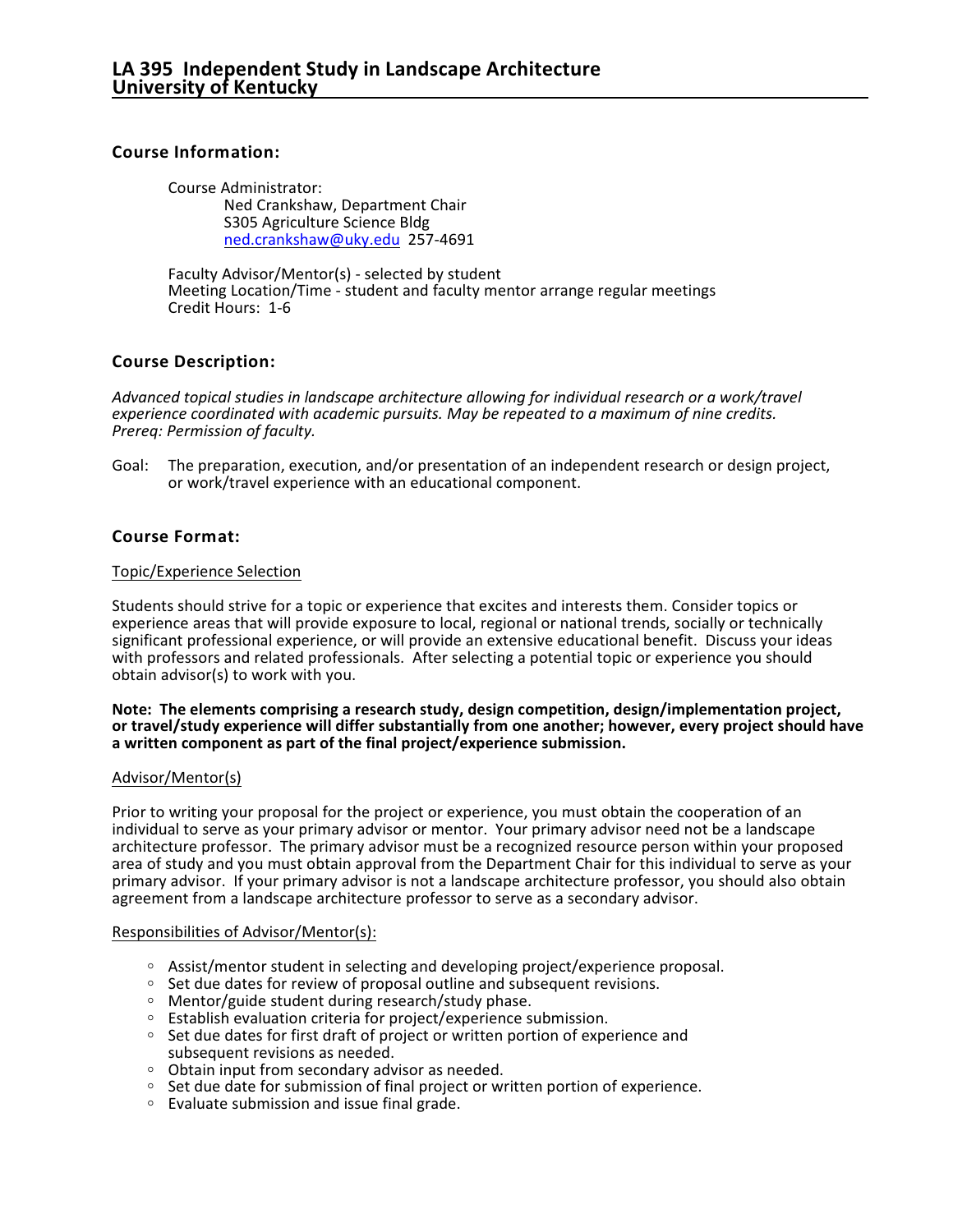# LA 395 Independent Study in Landscape Architecture
# University of Kentucky

## Course Information:

Course Administrator:
Ned Crankshaw, Department Chair
S305 Agriculture Science Bldg
ned.crankshaw@uky.edu 257-4691

Faculty Advisor/Mentor(s) - selected by student
Meeting Location/Time - student and faculty mentor arrange regular meetings
Credit Hours: 1-6

## Course Description:

*Advanced topical studies in landscape architecture allowing for individual research or a work/travel experience coordinated with academic pursuits. May be repeated to a maximum of nine credits. Prereq: Permission of faculty.*

Goal: The preparation, execution, and/or presentation of an independent research or design project, or work/travel experience with an educational component.

## Course Format:

Topic/Experience Selection

Students should strive for a topic or experience that excites and interests them. Consider topics or experience areas that will provide exposure to local, regional or national trends, socially or technically significant professional experience, or will provide an extensive educational benefit. Discuss your ideas with professors and related professionals. After selecting a potential topic or experience you should obtain advisor(s) to work with you.

**Note: The elements comprising a research study, design competition, design/implementation project, or travel/study experience will differ substantially from one another; however, every project should have a written component as part of the final project/experience submission.**

Advisor/Mentor(s)

Prior to writing your proposal for the project or experience, you must obtain the cooperation of an individual to serve as your primary advisor or mentor. Your primary advisor need not be a landscape architecture professor. The primary advisor must be a recognized resource person within your proposed area of study and you must obtain approval from the Department Chair for this individual to serve as your primary advisor. If your primary advisor is not a landscape architecture professor, you should also obtain agreement from a landscape architecture professor to serve as a secondary advisor.

Responsibilities of Advisor/Mentor(s):

- Assist/mentor student in selecting and developing project/experience proposal.
- Set due dates for review of proposal outline and subsequent revisions.
- Mentor/guide student during research/study phase.
- Establish evaluation criteria for project/experience submission.
- Set due dates for first draft of project or written portion of experience and subsequent revisions as needed.
- Obtain input from secondary advisor as needed.
- Set due date for submission of final project or written portion of experience.
- Evaluate submission and issue final grade.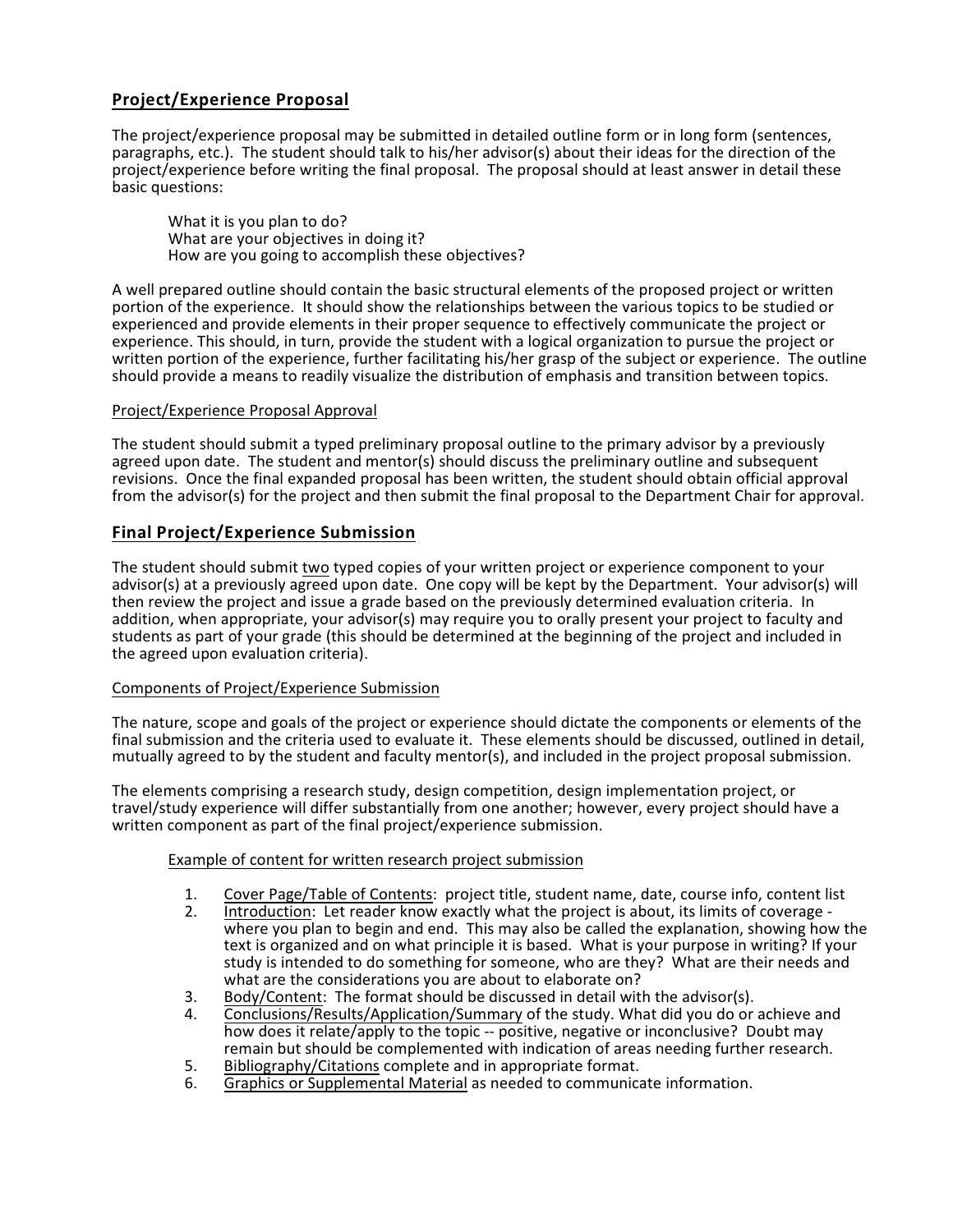## Project/Experience Proposal

The project/experience proposal may be submitted in detailed outline form or in long form (sentences, paragraphs, etc.). The student should talk to his/her advisor(s) about their ideas for the direction of the project/experience before writing the final proposal. The proposal should at least answer in detail these basic questions:

> What it is you plan to do?
> What are your objectives in doing it?
> How are you going to accomplish these objectives?

A well prepared outline should contain the basic structural elements of the proposed project or written portion of the experience. It should show the relationships between the various topics to be studied or experienced and provide elements in their proper sequence to effectively communicate the project or experience. This should, in turn, provide the student with a logical organization to pursue the project or written portion of the experience, further facilitating his/her grasp of the subject or experience. The outline should provide a means to readily visualize the distribution of emphasis and transition between topics.

### Project/Experience Proposal Approval

The student should submit a typed preliminary proposal outline to the primary advisor by a previously agreed upon date. The student and mentor(s) should discuss the preliminary outline and subsequent revisions. Once the final expanded proposal has been written, the student should obtain official approval from the advisor(s) for the project and then submit the final proposal to the Department Chair for approval.

## Final Project/Experience Submission

The student should submit two typed copies of your written project or experience component to your advisor(s) at a previously agreed upon date. One copy will be kept by the Department. Your advisor(s) will then review the project and issue a grade based on the previously determined evaluation criteria. In addition, when appropriate, your advisor(s) may require you to orally present your project to faculty and students as part of your grade (this should be determined at the beginning of the project and included in the agreed upon evaluation criteria).

### Components of Project/Experience Submission

The nature, scope and goals of the project or experience should dictate the components or elements of the final submission and the criteria used to evaluate it. These elements should be discussed, outlined in detail, mutually agreed to by the student and faculty mentor(s), and included in the project proposal submission.

The elements comprising a research study, design competition, design implementation project, or travel/study experience will differ substantially from one another; however, every project should have a written component as part of the final project/experience submission.

#### Example of content for written research project submission

1. Cover Page/Table of Contents: project title, student name, date, course info, content list
2. Introduction: Let reader know exactly what the project is about, its limits of coverage - where you plan to begin and end. This may also be called the explanation, showing how the text is organized and on what principle it is based. What is your purpose in writing? If your study is intended to do something for someone, who are they? What are their needs and what are the considerations you are about to elaborate on?
3. Body/Content: The format should be discussed in detail with the advisor(s).
4. Conclusions/Results/Application/Summary of the study. What did you do or achieve and how does it relate/apply to the topic -- positive, negative or inconclusive? Doubt may remain but should be complemented with indication of areas needing further research.
5. Bibliography/Citations complete and in appropriate format.
6. Graphics or Supplemental Material as needed to communicate information.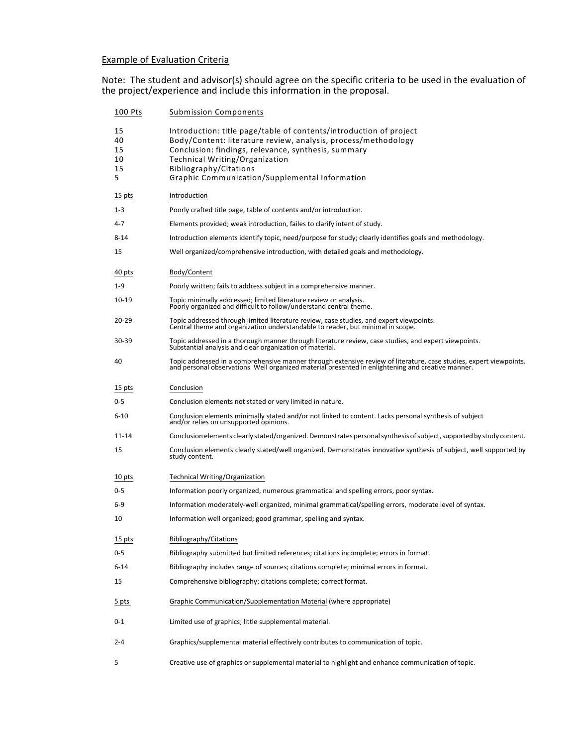Example of Evaluation Criteria

Note: The student and advisor(s) should agree on the specific criteria to be used in the evaluation of the project/experience and include this information in the proposal.

| 100 Pts | Submission Components |
|---|---|
| 15 | Introduction: title page/table of contents/introduction of project |
| 40 | Body/Content: literature review, analysis, process/methodology |
| 15 | Conclusion: findings, relevance, synthesis, summary |
| 10 | Technical Writing/Organization |
| 15 | Bibliography/Citations |
| 5 | Graphic Communication/Supplemental Information |

| 15 pts | Introduction |
|---|---|
| 1-3 | Poorly crafted title page, table of contents and/or introduction. |
| 4-7 | Elements provided; weak introduction, failes to clarify intent of study. |
| 8-14 | Introduction elements identify topic, need/purpose for study; clearly identifies goals and methodology. |
| 15 | Well organized/comprehensive introduction, with detailed goals and methodology. |

| 40 pts | Body/Content |
|---|---|
| 1-9 | Poorly written; fails to address subject in a comprehensive manner. |
| 10-19 | Topic minimally addressed; limited literature review or analysis. Poorly organized and difficult to follow/understand central theme. |
| 20-29 | Topic addressed through limited literature review, case studies, and expert viewpoints. Central theme and organization understandable to reader, but minimal in scope. |
| 30-39 | Topic addressed in a thorough manner through literature review, case studies, and expert viewpoints. Substantial analysis and clear organization of material. |
| 40 | Topic addressed in a comprehensive manner through extensive review of literature, case studies, expert viewpoints. and personal observations Well organized material presented in enlightening and creative manner. |

| 15 pts | Conclusion |
|---|---|
| 0-5 | Conclusion elements not stated or very limited in nature. |
| 6-10 | Conclusion elements minimally stated and/or not linked to content. Lacks personal synthesis of subject and/or relies on unsupported opinions. |
| 11-14 | Conclusion elements clearly stated/organized. Demonstrates personal synthesis of subject, supported by study content. |
| 15 | Conclusion elements clearly stated/well organized. Demonstrates innovative synthesis of subject, well supported by study content. |

| 10 pts | Technical Writing/Organization |
|---|---|
| 0-5 | Information poorly organized, numerous grammatical and spelling errors, poor syntax. |
| 6-9 | Information moderately-well organized, minimal grammatical/spelling errors, moderate level of syntax. |
| 10 | Information well organized; good grammar, spelling and syntax. |

| 15 pts | Bibliography/Citations |
|---|---|
| 0-5 | Bibliography submitted but limited references; citations incomplete; errors in format. |
| 6-14 | Bibliography includes range of sources; citations complete; minimal errors in format. |
| 15 | Comprehensive bibliography; citations complete; correct format. |

| 5 pts | Graphic Communication/Supplementation Material (where appropriate) |
|---|---|
| 0-1 | Limited use of graphics; little supplemental material. |
| 2-4 | Graphics/supplemental material effectively contributes to communication of topic. |
| 5 | Creative use of graphics or supplemental material to highlight and enhance communication of topic. |